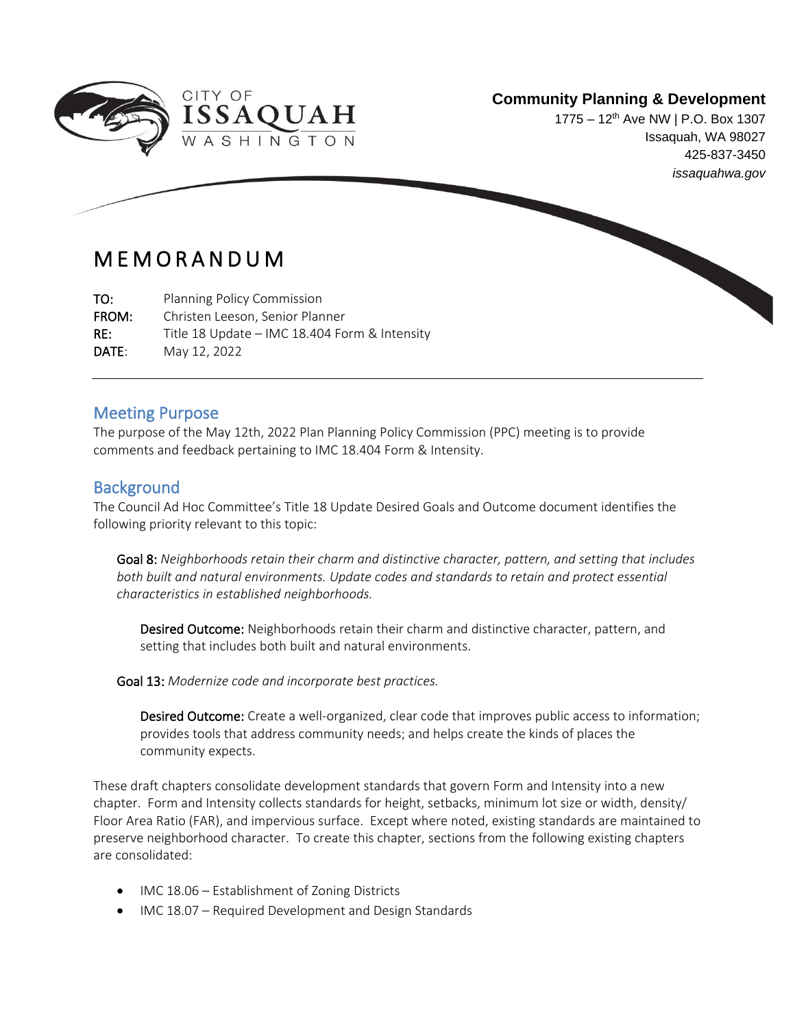CITY OF ISSAQUAH WASHINGTON

**Community Planning & Development**
1775 – 12th Ave NW | P.O. Box 1307
Issaquah, WA 98027
425-837-3450
*issaquahwa.gov*

# MEMORANDUM

**TO:** Planning Policy Commission
**FROM:** Christen Leeson, Senior Planner
**RE:** Title 18 Update – IMC 18.404 Form & Intensity
**DATE:** May 12, 2022

## Meeting Purpose

The purpose of the May 12th, 2022 Plan Planning Policy Commission (PPC) meeting is to provide comments and feedback pertaining to IMC 18.404 Form & Intensity.

## Background

The Council Ad Hoc Committee's Title 18 Update Desired Goals and Outcome document identifies the following priority relevant to this topic:

> **Goal 8:** *Neighborhoods retain their charm and distinctive character, pattern, and setting that includes both built and natural environments. Update codes and standards to retain and protect essential characteristics in established neighborhoods.*
>
> > **Desired Outcome:** Neighborhoods retain their charm and distinctive character, pattern, and setting that includes both built and natural environments.
>
> **Goal 13:** *Modernize code and incorporate best practices.*
>
> > **Desired Outcome:** Create a well-organized, clear code that improves public access to information; provides tools that address community needs; and helps create the kinds of places the community expects.

These draft chapters consolidate development standards that govern Form and Intensity into a new chapter. Form and Intensity collects standards for height, setbacks, minimum lot size or width, density/ Floor Area Ratio (FAR), and impervious surface. Except where noted, existing standards are maintained to preserve neighborhood character. To create this chapter, sections from the following existing chapters are consolidated:

- IMC 18.06 – Establishment of Zoning Districts
- IMC 18.07 – Required Development and Design Standards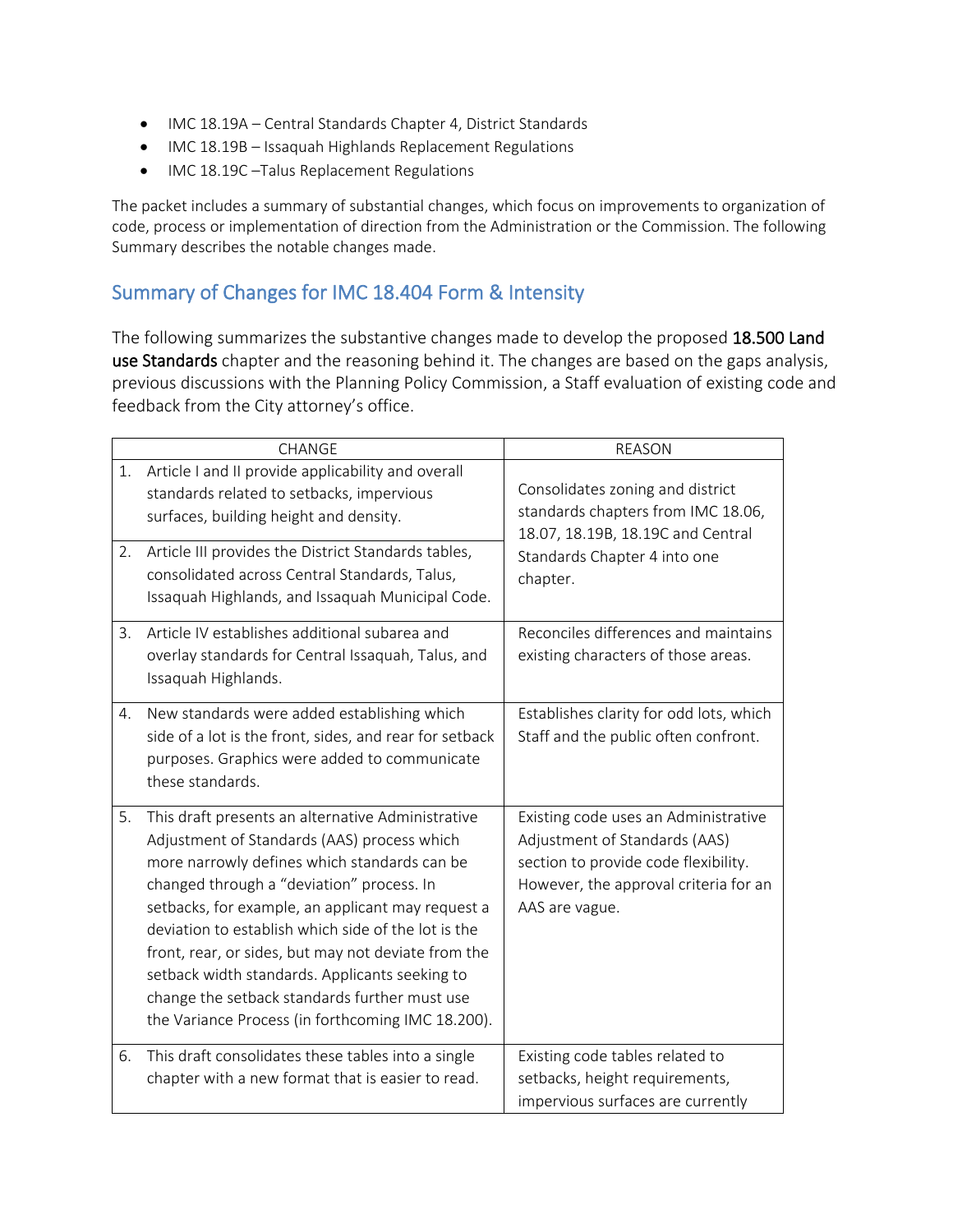- IMC 18.19A – Central Standards Chapter 4, District Standards
- IMC 18.19B – Issaquah Highlands Replacement Regulations
- IMC 18.19C –Talus Replacement Regulations

The packet includes a summary of substantial changes, which focus on improvements to organization of code, process or implementation of direction from the Administration or the Commission. The following Summary describes the notable changes made.

## Summary of Changes for IMC 18.404 Form & Intensity

The following summarizes the substantive changes made to develop the proposed **18.500 Land use Standards** chapter and the reasoning behind it. The changes are based on the gaps analysis, previous discussions with the Planning Policy Commission, a Staff evaluation of existing code and feedback from the City attorney's office.

| CHANGE | REASON |
|---|---|
| 1. Article I and II provide applicability and overall standards related to setbacks, impervious surfaces, building height and density.<br>2. Article III provides the District Standards tables, consolidated across Central Standards, Talus, Issaquah Highlands, and Issaquah Municipal Code. | Consolidates zoning and district standards chapters from IMC 18.06, 18.07, 18.19B, 18.19C and Central Standards Chapter 4 into one chapter. |
| 3. Article IV establishes additional subarea and overlay standards for Central Issaquah, Talus, and Issaquah Highlands. | Reconciles differences and maintains existing characters of those areas. |
| 4. New standards were added establishing which side of a lot is the front, sides, and rear for setback purposes. Graphics were added to communicate these standards. | Establishes clarity for odd lots, which Staff and the public often confront. |
| 5. This draft presents an alternative Administrative Adjustment of Standards (AAS) process which more narrowly defines which standards can be changed through a "deviation" process. In setbacks, for example, an applicant may request a deviation to establish which side of the lot is the front, rear, or sides, but may not deviate from the setback width standards. Applicants seeking to change the setback standards further must use the Variance Process (in forthcoming IMC 18.200). | Existing code uses an Administrative Adjustment of Standards (AAS) section to provide code flexibility. However, the approval criteria for an AAS are vague. |
| 6. This draft consolidates these tables into a single chapter with a new format that is easier to read. | Existing code tables related to setbacks, height requirements, impervious surfaces are currently |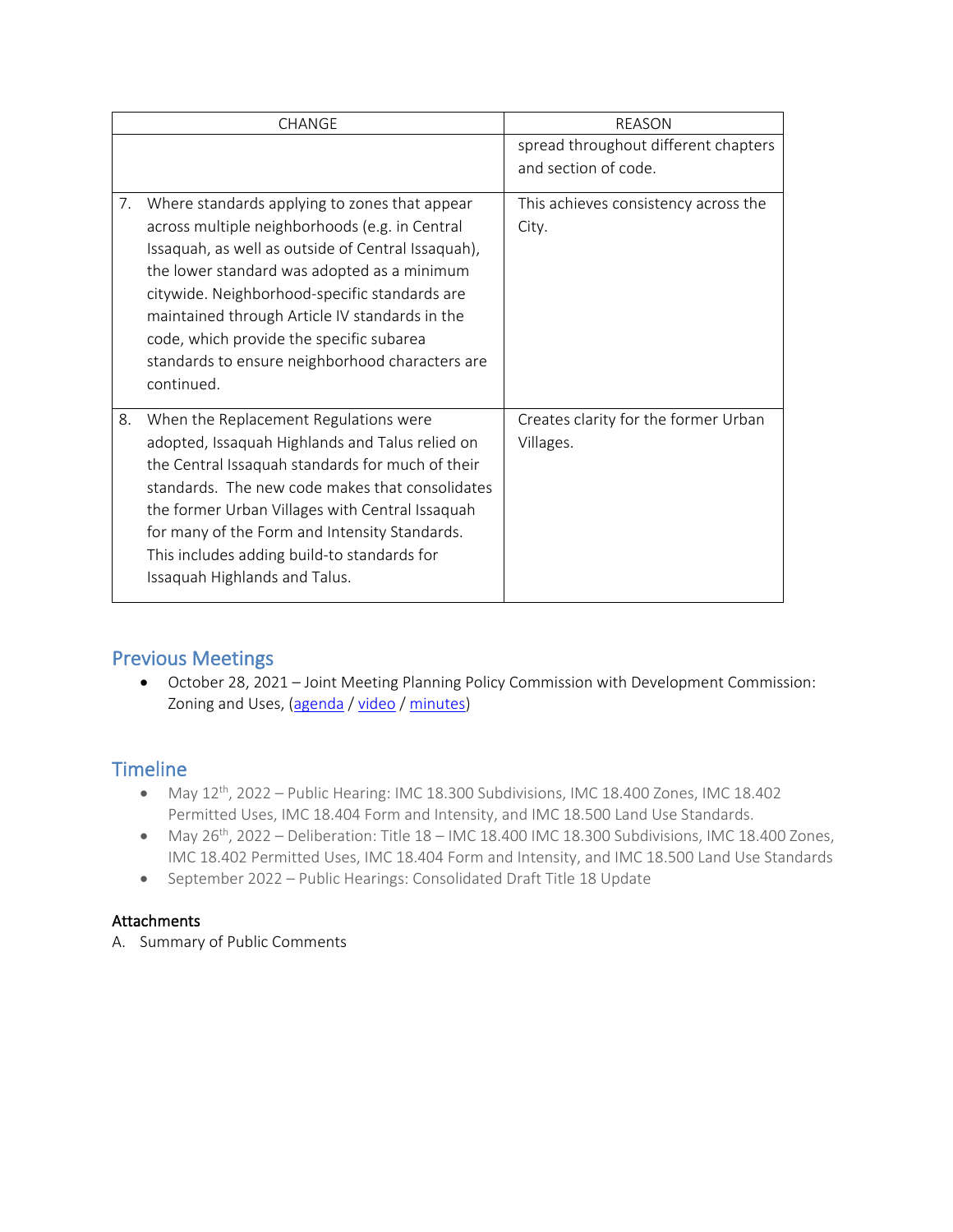| CHANGE | REASON |
| --- | --- |
| | spread throughout different chapters and section of code. |
| 7. Where standards applying to zones that appear across multiple neighborhoods (e.g. in Central Issaquah, as well as outside of Central Issaquah), the lower standard was adopted as a minimum citywide. Neighborhood-specific standards are maintained through Article IV standards in the code, which provide the specific subarea standards to ensure neighborhood characters are continued. | This achieves consistency across the City. |
| 8. When the Replacement Regulations were adopted, Issaquah Highlands and Talus relied on the Central Issaquah standards for much of their standards. The new code makes that consolidates the former Urban Villages with Central Issaquah for many of the Form and Intensity Standards. This includes adding build-to standards for Issaquah Highlands and Talus. | Creates clarity for the former Urban Villages. |

## Previous Meetings

- October 28, 2021 – Joint Meeting Planning Policy Commission with Development Commission: Zoning and Uses, (agenda / video / minutes)

## Timeline

- May 12th, 2022 – Public Hearing: IMC 18.300 Subdivisions, IMC 18.400 Zones, IMC 18.402 Permitted Uses, IMC 18.404 Form and Intensity, and IMC 18.500 Land Use Standards.
- May 26th, 2022 – Deliberation: Title 18 – IMC 18.400 IMC 18.300 Subdivisions, IMC 18.400 Zones, IMC 18.402 Permitted Uses, IMC 18.404 Form and Intensity, and IMC 18.500 Land Use Standards
- September 2022 – Public Hearings: Consolidated Draft Title 18 Update

**Attachments**

A. Summary of Public Comments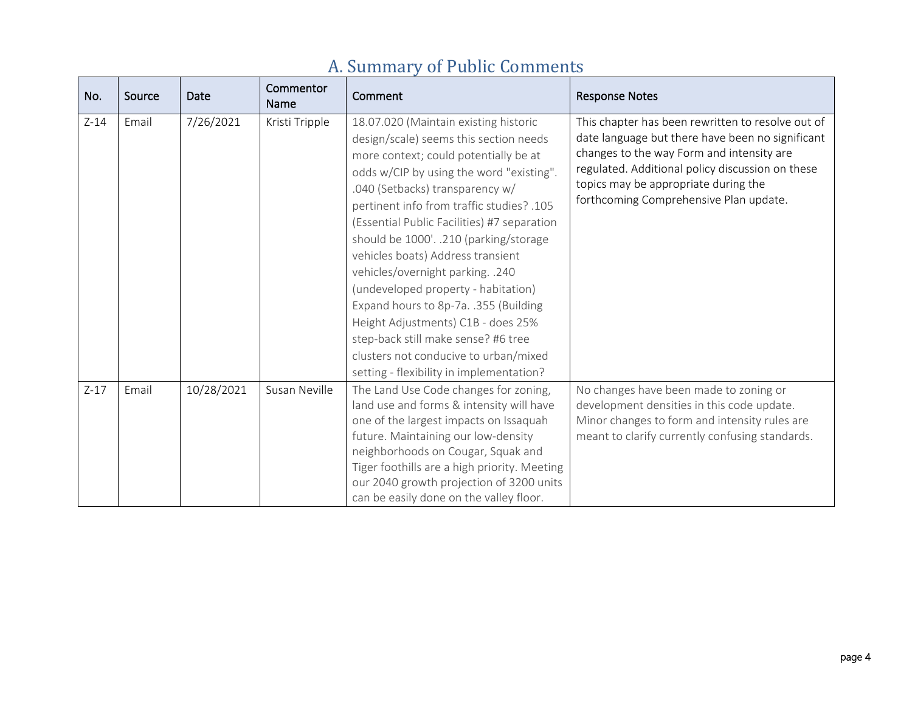# A. Summary of Public Comments

| No. | Source | Date | Commentor Name | Comment | Response Notes |
|---|---|---|---|---|---|
| Z-14 | Email | 7/26/2021 | Kristi Tripple | 18.07.020 (Maintain existing historic design/scale) seems this section needs more context; could potentially be at odds w/CIP by using the word "existing". .040 (Setbacks) transparency w/ pertinent info from traffic studies? .105 (Essential Public Facilities) #7 separation should be 1000'. .210 (parking/storage vehicles boats) Address transient vehicles/overnight parking. .240 (undeveloped property - habitation) Expand hours to 8p-7a. .355 (Building Height Adjustments) C1B - does 25% step-back still make sense? #6 tree clusters not conducive to urban/mixed setting - flexibility in implementation? | This chapter has been rewritten to resolve out of date language but there have been no significant changes to the way Form and intensity are regulated. Additional policy discussion on these topics may be appropriate during the forthcoming Comprehensive Plan update. |
| Z-17 | Email | 10/28/2021 | Susan Neville | The Land Use Code changes for zoning, land use and forms & intensity will have one of the largest impacts on Issaquah future. Maintaining our low-density neighborhoods on Cougar, Squak and Tiger foothills are a high priority. Meeting our 2040 growth projection of 3200 units can be easily done on the valley floor. | No changes have been made to zoning or development densities in this code update. Minor changes to form and intensity rules are meant to clarify currently confusing standards. |